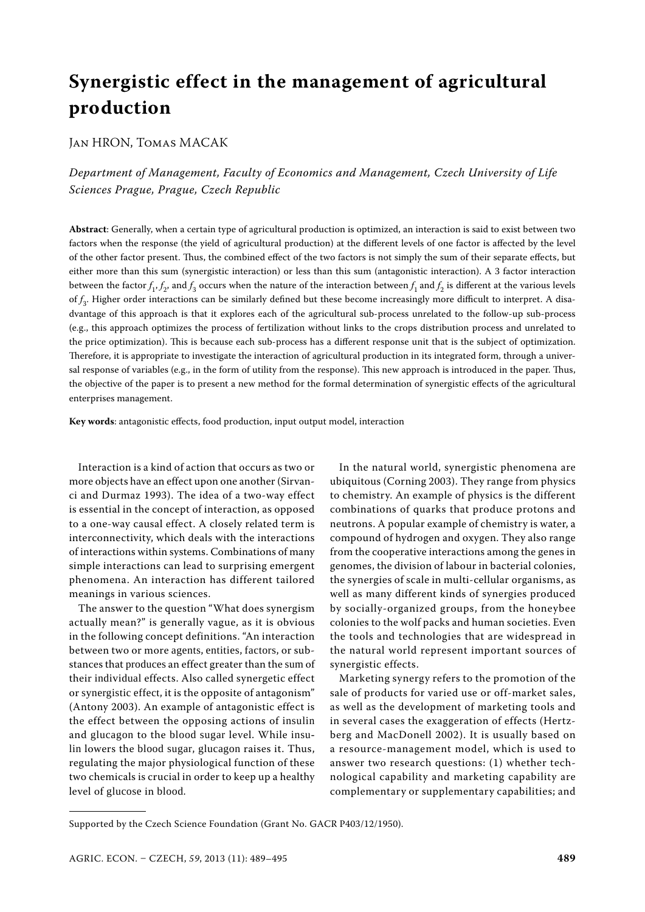# Synergistic effect in the management of agricultural production

Jan HRON, Tomas MACAK

*Department of Management, Faculty of Economics and Management, Czech University of Life Sciences Prague, Prague, Czech Republic*

**Abstract**: Generally, when a certain type of agricultural production is optimized, an interaction is said to exist between two factors when the response (the yield of agricultural production) at the different levels of one factor is affected by the level of the other factor present. Thus, the combined effect of the two factors is not simply the sum of their separate effects, but either more than this sum (synergistic interaction) or less than this sum (antagonistic interaction). A 3 factor interaction between the factor $f_1$, $f_2$, and $f_3$ occurs when the nature of the interaction between $f_1$ and $f_2$ is different at the various levels of $f_3$. Higher order interactions can be similarly defined but these become increasingly more difficult to interpret. A disadvantage of this approach is that it explores each of the agricultural sub-process unrelated to the follow-up sub-process (e.g., this approach optimizes the process of fertilization without links to the crops distribution process and unrelated to the price optimization). This is because each sub-process has a different response unit that is the subject of optimization. Therefore, it is appropriate to investigate the interaction of agricultural production in its integrated form, through a universal response of variables (e.g., in the form of utility from the response). This new approach is introduced in the paper. Thus, the objective of the paper is to present a new method for the formal determination of synergistic effects of the agricultural enterprises management.

**Key words**: antagonistic effects, food production, input output model, interaction

Interaction is a kind of action that occurs as two or more objects have an effect upon one another (Sirvanci and Durmaz 1993). The idea of a two-way effect is essential in the concept of interaction, as opposed to a one-way causal effect. A closely related term is interconnectivity, which deals with the interactions of interactions within systems. Combinations of many simple interactions can lead to surprising emergent phenomena. An interaction has different tailored meanings in various sciences.

The answer to the question "What does synergism actually mean?" is generally vague, as it is obvious in the following concept definitions. "An interaction between two or more agents, entities, factors, or substances that produces an effect greater than the sum of their individual effects. Also called synergetic effect or synergistic effect, it is the opposite of antagonism" (Antony 2003). An example of antagonistic effect is the effect between the opposing actions of insulin and glucagon to the blood sugar level. While insulin lowers the blood sugar, glucagon raises it. Thus, regulating the major physiological function of these two chemicals is crucial in order to keep up a healthy level of glucose in blood.

In the natural world, synergistic phenomena are ubiquitous (Corning 2003). They range from physics to chemistry. An example of physics is the different combinations of quarks that produce protons and neutrons. A popular example of chemistry is water, a compound of hydrogen and oxygen. They also range from the cooperative interactions among the genes in genomes, the division of labour in bacterial colonies, the synergies of scale in multi-cellular organisms, as well as many different kinds of synergies produced by socially-organized groups, from the honeybee colonies to the wolf packs and human societies. Even the tools and technologies that are widespread in the natural world represent important sources of synergistic effects.

Marketing synergy refers to the promotion of the sale of products for varied use or off-market sales, as well as the development of marketing tools and in several cases the exaggeration of effects (Hertzberg and MacDonell 2002). It is usually based on a resource-management model, which is used to answer two research questions: (1) whether technological capability and marketing capability are complementary or supplementary capabilities; and

Supported by the Czech Science Foundation (Grant No. GACR P403/12/1950).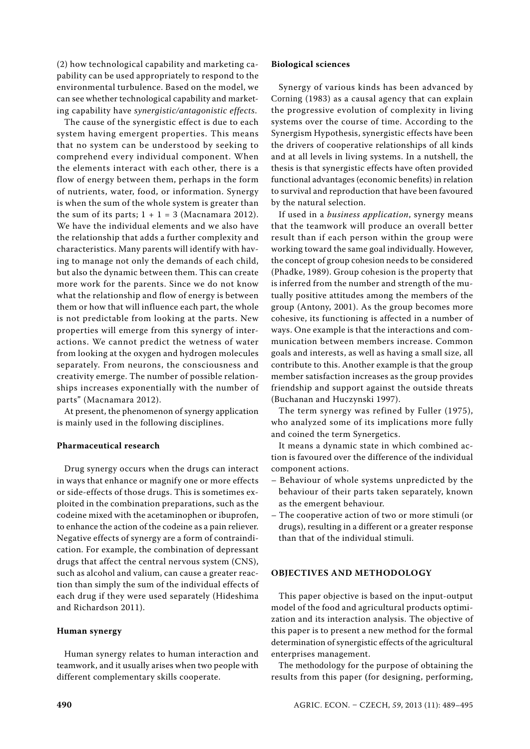(2) how technological capability and marketing capability can be used appropriately to respond to the environmental turbulence. Based on the model, we can see whether technological capability and marketing capability have *synergistic/antagonistic effects.*

The cause of the synergistic effect is due to each system having emergent properties. This means that no system can be understood by seeking to comprehend every individual component. When the elements interact with each other, there is a flow of energy between them, perhaps in the form of nutrients, water, food, or information. Synergy is when the sum of the whole system is greater than the sum of its parts; $1 + 1 = 3$ (Macnamara 2012). We have the individual elements and we also have the relationship that adds a further complexity and characteristics. Many parents will identify with having to manage not only the demands of each child, but also the dynamic between them. This can create more work for the parents. Since we do not know what the relationship and flow of energy is between them or how that will influence each part, the whole is not predictable from looking at the parts. New properties will emerge from this synergy of interactions. We cannot predict the wetness of water from looking at the oxygen and hydrogen molecules separately. From neurons, the consciousness and creativity emerge. The number of possible relationships increases exponentially with the number of parts" (Macnamara 2012).

At present, the phenomenon of synergy application is mainly used in the following disciplines.

**Pharmaceutical research**

Drug synergy occurs when the drugs can interact in ways that enhance or magnify one or more effects or side-effects of those drugs. This is sometimes exploited in the combination preparations, such as the codeine mixed with the acetaminophen or ibuprofen, to enhance the action of the codeine as a pain reliever. Negative effects of synergy are a form of contraindication. For example, the combination of depressant drugs that affect the central nervous system (CNS), such as alcohol and valium, can cause a greater reaction than simply the sum of the individual effects of each drug if they were used separately (Hideshima and Richardson 2011).

**Human synergy**

Human synergy relates to human interaction and teamwork, and it usually arises when two people with different complementary skills cooperate.

**Biological sciences**

Synergy of various kinds has been advanced by Corning (1983) as a causal agency that can explain the progressive evolution of complexity in living systems over the course of time. According to the Synergism Hypothesis, synergistic effects have been the drivers of cooperative relationships of all kinds and at all levels in living systems. In a nutshell, the thesis is that synergistic effects have often provided functional advantages (economic benefits) in relation to survival and reproduction that have been favoured by the natural selection.

If used in a *business application*, synergy means that the teamwork will produce an overall better result than if each person within the group were working toward the same goal individually. However, the concept of group cohesion needs to be considered (Phadke, 1989). Group cohesion is the property that is inferred from the number and strength of the mutually positive attitudes among the members of the group (Antony, 2001). As the group becomes more cohesive, its functioning is affected in a number of ways. One example is that the interactions and communication between members increase. Common goals and interests, as well as having a small size, all contribute to this. Another example is that the group member satisfaction increases as the group provides friendship and support against the outside threats (Buchanan and Huczynski 1997).

The term synergy was refined by Fuller (1975), who analyzed some of its implications more fully and coined the term Synergetics.

It means a dynamic state in which combined action is favoured over the difference of the individual component actions.

- Behaviour of whole systems unpredicted by the behaviour of their parts taken separately, known as the emergent behaviour.
- The cooperative action of two or more stimuli (or drugs), resulting in a different or a greater response than that of the individual stimuli.

## OBJECTIVES AND METHODOLOGY

This paper objective is based on the input-output model of the food and agricultural products optimization and its interaction analysis. The objective of this paper is to present a new method for the formal determination of synergistic effects of the agricultural enterprises management.

The methodology for the purpose of obtaining the results from this paper (for designing, performing,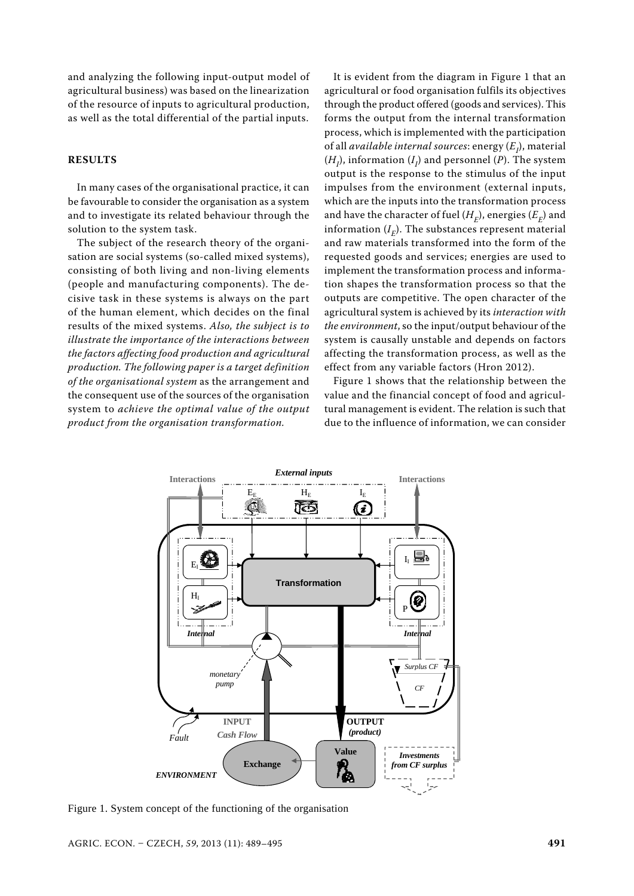and analyzing the following input-output model of agricultural business) was based on the linearization of the resource of inputs to agricultural production, as well as the total differential of the partial inputs.

## RESULTS

In many cases of the organisational practice, it can be favourable to consider the organisation as a system and to investigate its related behaviour through the solution to the system task.

The subject of the research theory of the organisation are social systems (so-called mixed systems), consisting of both living and non-living elements (people and manufacturing components). The decisive task in these systems is always on the part of the human element, which decides on the final results of the mixed systems. *Also, the subject is to illustrate the importance of the interactions between the factors affecting food production and agricultural production. The following paper is a target definition of the organisational system* as the arrangement and the consequent use of the sources of the organisation system to *achieve the optimal value of the output product from the organisation transformation.*

It is evident from the diagram in Figure 1 that an agricultural or food organisation fulfils its objectives through the product offered (goods and services). This forms the output from the internal transformation process, which is implemented with the participation of all *available internal sources*: energy ($E_I$), material ($H_I$), information ($I_I$) and personnel ($P$). The system output is the response to the stimulus of the input impulses from the environment (external inputs, which are the inputs into the transformation process and have the character of fuel ($H_E$), energies ($E_E$) and information ($I_E$). The substances represent material and raw materials transformed into the form of the requested goods and services; energies are used to implement the transformation process and information shapes the transformation process so that the outputs are competitive. The open character of the agricultural system is achieved by its *interaction with the environment*, so the input/output behaviour of the system is causally unstable and depends on factors affecting the transformation process, as well as the effect from any variable factors (Hron 2012).

Figure 1 shows that the relationship between the value and the financial concept of food and agricultural management is evident. The relation is such that due to the influence of information, we can consider

External inputs
Interactions
Interactions
$E_E$
$H_E$
$I_E$
$E_I$
$H_I$
$I_I$
P
Transformation
Internal
Internal
monetary pump
Surplus CF
CF
Fault
INPUT
Cash Flow
OUTPUT (product)
Exchange
Value
Investments from CF surplus
ENVIRONMENT

Figure 1. System concept of the functioning of the organisation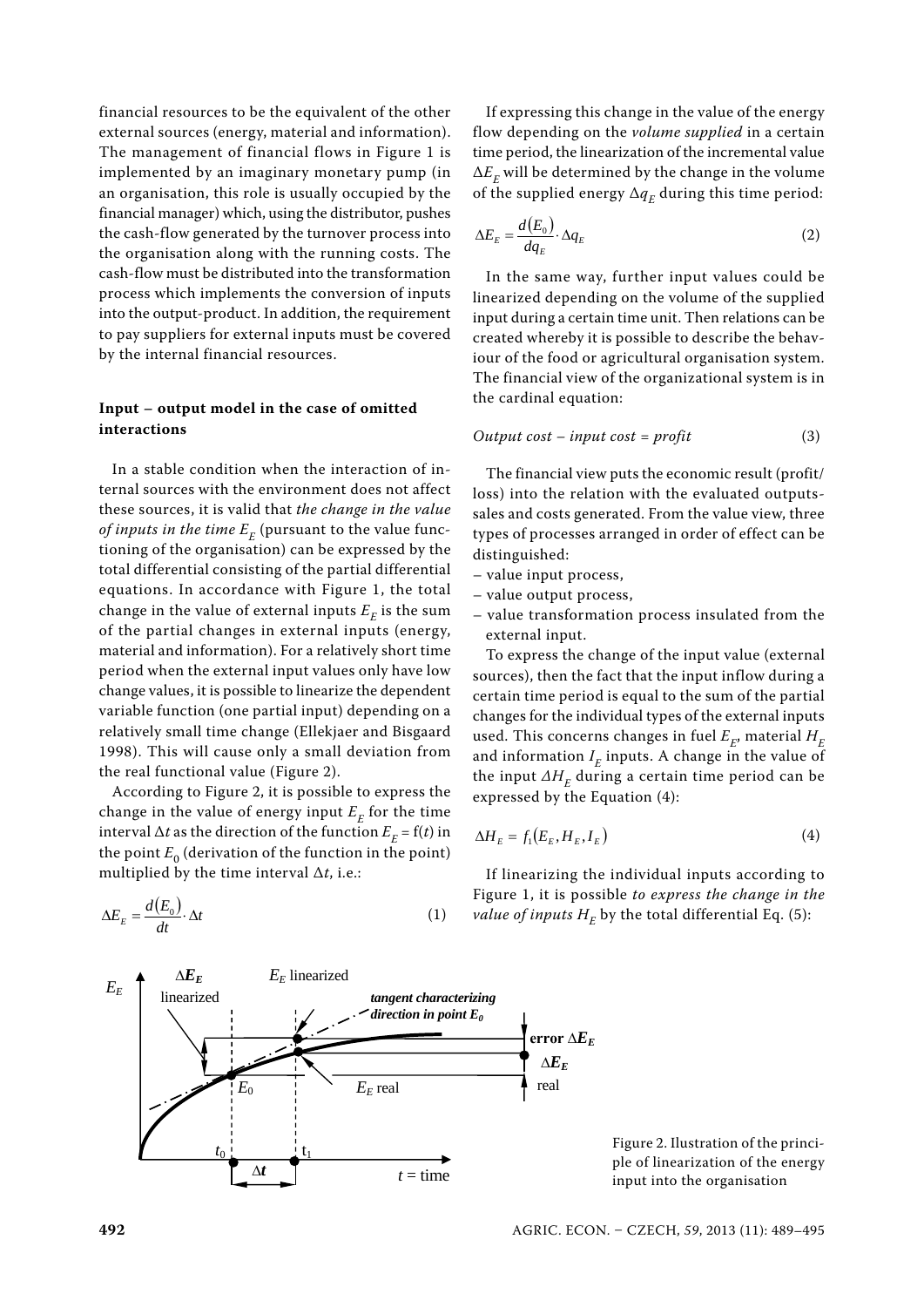financial resources to be the equivalent of the other external sources (energy, material and information). The management of financial flows in Figure 1 is implemented by an imaginary monetary pump (in an organisation, this role is usually occupied by the financial manager) which, using the distributor, pushes the cash-flow generated by the turnover process into the organisation along with the running costs. The cash-flow must be distributed into the transformation process which implements the conversion of inputs into the output-product. In addition, the requirement to pay suppliers for external inputs must be covered by the internal financial resources.

### Input – output model in the case of omitted interactions

In a stable condition when the interaction of internal sources with the environment does not affect these sources, it is valid that *the change in the value of inputs in the time $E_E$* (pursuant to the value functioning of the organisation) can be expressed by the total differential consisting of the partial differential equations. In accordance with Figure 1, the total change in the value of external inputs $E_E$ is the sum of the partial changes in external inputs (energy, material and information). For a relatively short time period when the external input values only have low change values, it is possible to linearize the dependent variable function (one partial input) depending on a relatively small time change (Ellekjaer and Bisgaard 1998). This will cause only a small deviation from the real functional value (Figure 2).

According to Figure 2, it is possible to express the change in the value of energy input $E_E$ for the time interval $\Delta t$ as the direction of the function $E_E = f(t)$ in the point $E_0$ (derivation of the function in the point) multiplied by the time interval $\Delta t$, i.e.:

$$\Delta E_E = \frac{d(E_0)}{dt} \cdot \Delta t \tag{1}$$

If expressing this change in the value of the energy flow depending on the *volume supplied* in a certain time period, the linearization of the incremental value $\Delta E_E$ will be determined by the change in the volume of the supplied energy $\Delta q_E$ during this time period:

$$\Delta E_E = \frac{d(E_0)}{dq_E} \cdot \Delta q_E \tag{2}$$

In the same way, further input values could be linearized depending on the volume of the supplied input during a certain time unit. Then relations can be created whereby it is possible to describe the behaviour of the food or agricultural organisation system. The financial view of the organizational system is in the cardinal equation:

$$\textit{Output cost} - \textit{input cost} = \textit{profit} \tag{3}$$

The financial view puts the economic result (profit/loss) into the relation with the evaluated outputs-sales and costs generated. From the value view, three types of processes arranged in order of effect can be distinguished:

- value input process,
- value output process,
- value transformation process insulated from the external input.

To express the change of the input value (external sources), then the fact that the input inflow during a certain time period is equal to the sum of the partial changes for the individual types of the external inputs used. This concerns changes in fuel $E_E$, material $H_E$ and information $I_E$ inputs. A change in the value of the input $\Delta H_E$ during a certain time period can be expressed by the Equation (4):

$$\Delta H_E = f_1(E_E, H_E, I_E) \tag{4}$$

If linearizing the individual inputs according to Figure 1, it is possible *to express the change in the value of inputs $H_E$* by the total differential Eq. (5):

Figure 2. Ilustration of the principle of linearization of the energy input into the organisation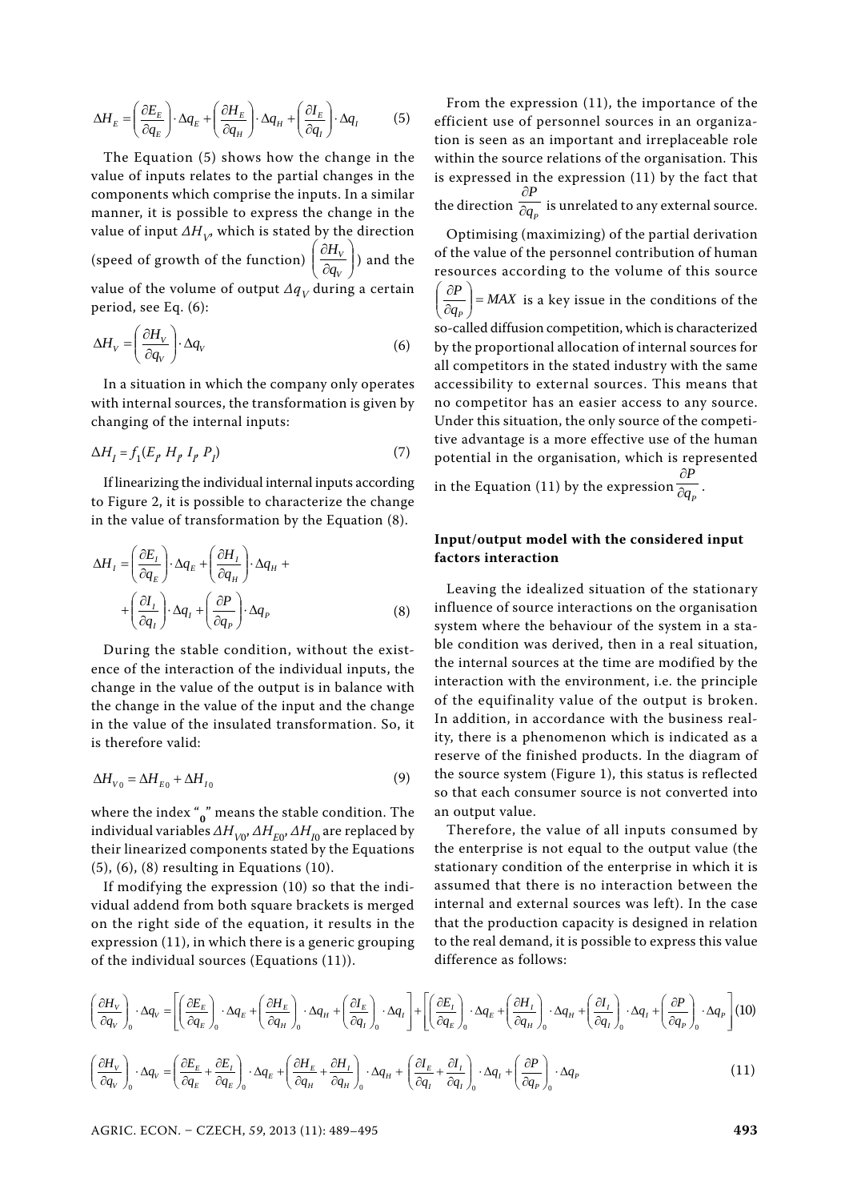$$\Delta H_E = \left(\frac{\partial E_E}{\partial q_E}\right) \cdot \Delta q_E + \left(\frac{\partial H_E}{\partial q_H}\right) \cdot \Delta q_H + \left(\frac{\partial I_E}{\partial q_I}\right) \cdot \Delta q_I \tag{5}$$

The Equation (5) shows how the change in the value of inputs relates to the partial changes in the components which comprise the inputs. In a similar manner, it is possible to express the change in the value of input $\Delta H_V$, which is stated by the direction (speed of growth of the function) $\left(\frac{\partial H_V}{\partial q_V}\right)$ and the value of the volume of output $\Delta q_V$ during a certain period, see Eq. (6):

$$\Delta H_V = \left(\frac{\partial H_V}{\partial q_V}\right) \cdot \Delta q_V \tag{6}$$

In a situation in which the company only operates with internal sources, the transformation is given by changing of the internal inputs:

$$\Delta H_I = f_1(E_I, H_I, I_I, P_I) \tag{7}$$

If linearizing the individual internal inputs according to Figure 2, it is possible to characterize the change in the value of transformation by the Equation (8).

$$\Delta H_I = \left(\frac{\partial E_I}{\partial q_E}\right) \cdot \Delta q_E + \left(\frac{\partial H_I}{\partial q_H}\right) \cdot \Delta q_H + \left(\frac{\partial I_I}{\partial q_I}\right) \cdot \Delta q_I + \left(\frac{\partial P}{\partial q_P}\right) \cdot \Delta q_P \tag{8}$$

During the stable condition, without the existence of the interaction of the individual inputs, the change in the value of the output is in balance with the change in the value of the input and the change in the value of the insulated transformation. So, it is therefore valid:

$$\Delta H_{V_0} = \Delta H_{E0} + \Delta H_{I0} \tag{9}$$

where the index "$_0$" means the stable condition. The individual variables $\Delta H_{V0}$, $\Delta H_{E0}$, $\Delta H_{I0}$ are replaced by their linearized components stated by the Equations (5), (6), (8) resulting in Equations (10).

If modifying the expression (10) so that the individual addend from both square brackets is merged on the right side of the equation, it results in the expression (11), in which there is a generic grouping of the individual sources (Equations (11)).

From the expression (11), the importance of the efficient use of personnel sources in an organization is seen as an important and irreplaceable role within the source relations of the organisation. This is expressed in the expression (11) by the fact that the direction $\frac{\partial P}{\partial q_P}$ is unrelated to any external source.

Optimising (maximizing) of the partial derivation of the value of the personnel contribution of human resources according to the volume of this source $\left(\frac{\partial P}{\partial q_P}\right) = MAX$ is a key issue in the conditions of the so-called diffusion competition, which is characterized by the proportional allocation of internal sources for all competitors in the stated industry with the same accessibility to external sources. This means that no competitor has an easier access to any source. Under this situation, the only source of the competitive advantage is a more effective use of the human potential in the organisation, which is represented in the Equation (11) by the expression $\frac{\partial P}{\partial q_P}$.

### Input/output model with the considered input factors interaction

Leaving the idealized situation of the stationary influence of source interactions on the organisation system where the behaviour of the system in a stable condition was derived, then in a real situation, the internal sources at the time are modified by the interaction with the environment, i.e. the principle of the equifinality value of the output is broken. In addition, in accordance with the business reality, there is a phenomenon which is indicated as a reserve of the finished products. In the diagram of the source system (Figure 1), this status is reflected so that each consumer source is not converted into an output value.

Therefore, the value of all inputs consumed by the enterprise is not equal to the output value (the stationary condition of the enterprise in which it is assumed that there is no interaction between the internal and external sources was left). In the case that the production capacity is designed in relation to the real demand, it is possible to express this value difference as follows:

$$\left(\frac{\partial H_V}{\partial q_V}\right)_0 \cdot \Delta q_V = \left[\left(\frac{\partial E_E}{\partial q_E}\right)_0 \cdot \Delta q_E + \left(\frac{\partial H_E}{\partial q_H}\right)_0 \cdot \Delta q_H + \left(\frac{\partial I_E}{\partial q_I}\right)_0 \cdot \Delta q_I\right] + \left[\left(\frac{\partial E_I}{\partial q_E}\right)_0 \cdot \Delta q_E + \left(\frac{\partial H_I}{\partial q_H}\right)_0 \cdot \Delta q_H + \left(\frac{\partial I_I}{\partial q_I}\right)_0 \cdot \Delta q_I + \left(\frac{\partial P}{\partial q_P}\right)_0 \cdot \Delta q_P\right] \tag{10}$$

$$\left(\frac{\partial H_V}{\partial q_V}\right)_0 \cdot \Delta q_V = \left(\frac{\partial E_E}{\partial q_E} + \frac{\partial E_I}{\partial q_E}\right)_0 \cdot \Delta q_E + \left(\frac{\partial H_E}{\partial q_H} + \frac{\partial H_I}{\partial q_H}\right)_0 \cdot \Delta q_H + \left(\frac{\partial I_E}{\partial q_I} + \frac{\partial I_I}{\partial q_I}\right)_0 \cdot \Delta q_I + \left(\frac{\partial P}{\partial q_P}\right)_0 \cdot \Delta q_P \tag{11}$$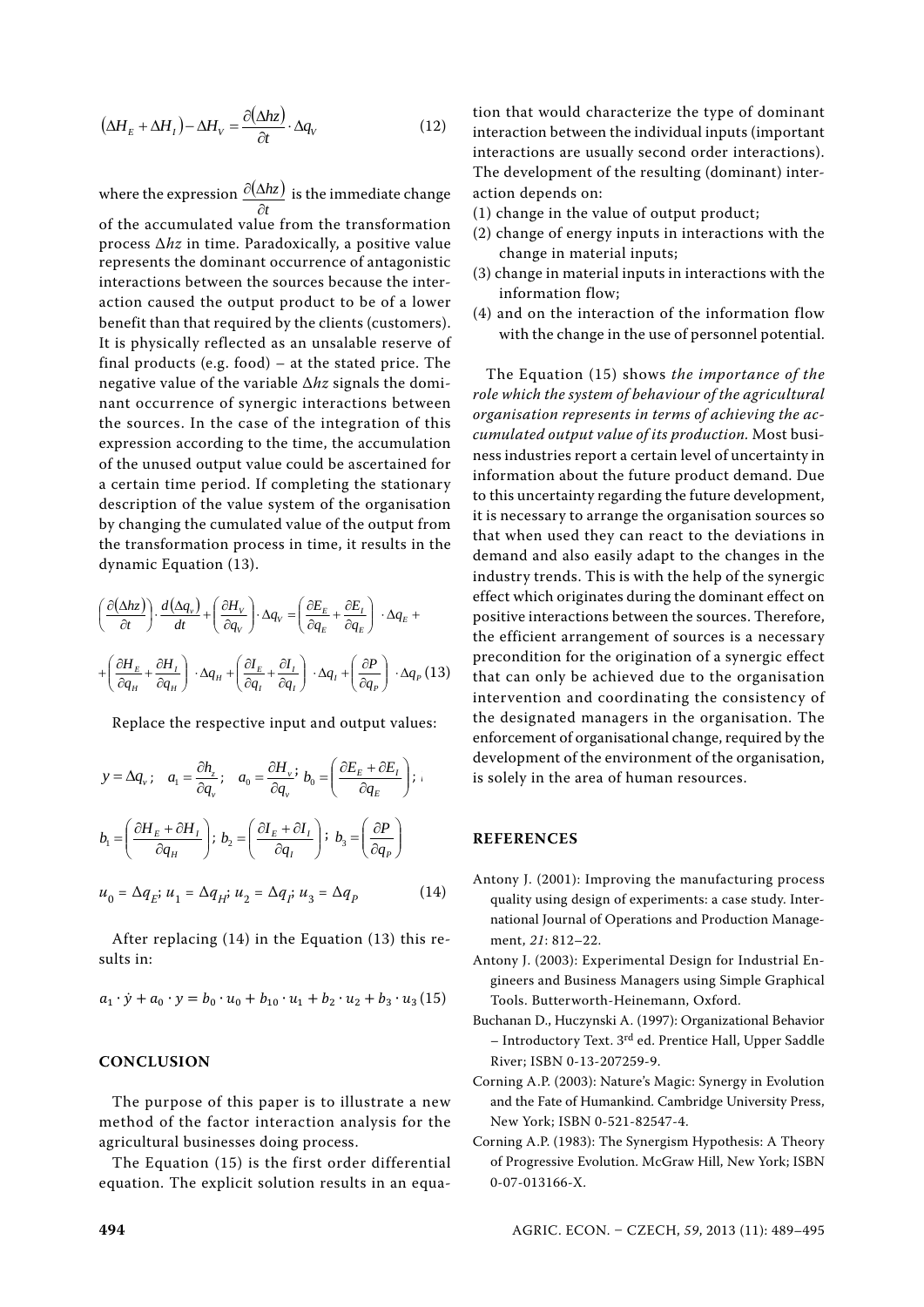$$\left(\Delta H_E + \Delta H_I\right) - \Delta H_V = \frac{\partial(\Delta hz)}{\partial t} \cdot \Delta q_V \tag{12}$$

where the expression $\frac{\partial(\Delta hz)}{\partial t}$ is the immediate change of the accumulated value from the transformation process $\Delta hz$ in time. Paradoxically, a positive value represents the dominant occurrence of antagonistic interactions between the sources because the interaction caused the output product to be of a lower benefit than that required by the clients (customers). It is physically reflected as an unsalable reserve of final products (e.g. food) – at the stated price. The negative value of the variable $\Delta hz$ signals the dominant occurrence of synergic interactions between the sources. In the case of the integration of this expression according to the time, the accumulation of the unused output value could be ascertained for a certain time period. If completing the stationary description of the value system of the organisation by changing the cumulated value of the output from the transformation process in time, it results in the dynamic Equation (13).

$$\left(\frac{\partial(\Delta hz)}{\partial t}\right) \cdot \frac{d(\Delta q_v)}{dt} + \left(\frac{\partial H_V}{\partial q_V}\right) \cdot \Delta q_V = \left(\frac{\partial E_E}{\partial q_E} + \frac{\partial E_I}{\partial q_E}\right) \cdot \Delta q_E +$$

$$+ \left(\frac{\partial H_E}{\partial q_H} + \frac{\partial H_I}{\partial q_H}\right) \cdot \Delta q_H + \left(\frac{\partial I_E}{\partial q_I} + \frac{\partial I_I}{\partial q_I}\right) \cdot \Delta q_I + \left(\frac{\partial P}{\partial q_P}\right) \cdot \Delta q_P \tag{13}$$

Replace the respective input and output values:

$$y = \Delta q_v; \quad a_1 = \frac{\partial h_z}{\partial q_v}; \quad a_0 = \frac{\partial H_v}{\partial q_v}; \; b_0 = \left(\frac{\partial E_E + \partial E_I}{\partial q_E}\right);$$

$$b_1 = \left(\frac{\partial H_E + \partial H_I}{\partial q_H}\right); \; b_2 = \left(\frac{\partial I_E + \partial I_I}{\partial q_I}\right); \; b_3 = \left(\frac{\partial P}{\partial q_P}\right)$$

$$u_0 = \Delta q_E; \; u_1 = \Delta q_H; \; u_2 = \Delta q_I; \; u_3 = \Delta q_P \tag{14}$$

After replacing (14) in the Equation (13) this results in:

$$a_1 \cdot \dot{y} + a_0 \cdot y = b_0 \cdot u_0 + b_{10} \cdot u_1 + b_2 \cdot u_2 + b_3 \cdot u_3 \tag{15}$$

## CONCLUSION

The purpose of this paper is to illustrate a new method of the factor interaction analysis for the agricultural businesses doing process.

The Equation (15) is the first order differential equation. The explicit solution results in an equation that would characterize the type of dominant interaction between the individual inputs (important interactions are usually second order interactions). The development of the resulting (dominant) interaction depends on:

(1) change in the value of output product;
(2) change of energy inputs in interactions with the change in material inputs;
(3) change in material inputs in interactions with the information flow;
(4) and on the interaction of the information flow with the change in the use of personnel potential.

The Equation (15) shows *the importance of the role which the system of behaviour of the agricultural organisation represents in terms of achieving the accumulated output value of its production.* Most business industries report a certain level of uncertainty in information about the future product demand. Due to this uncertainty regarding the future development, it is necessary to arrange the organisation sources so that when used they can react to the deviations in demand and also easily adapt to the changes in the industry trends. This is with the help of the synergic effect which originates during the dominant effect on positive interactions between the sources. Therefore, the efficient arrangement of sources is a necessary precondition for the origination of a synergic effect that can only be achieved due to the organisation intervention and coordinating the consistency of the designated managers in the organisation. The enforcement of organisational change, required by the development of the environment of the organisation, is solely in the area of human resources.

## REFERENCES

Antony J. (2001): Improving the manufacturing process quality using design of experiments: a case study. International Journal of Operations and Production Management, *21*: 812–22.

Antony J. (2003): Experimental Design for Industrial Engineers and Business Managers using Simple Graphical Tools. Butterworth-Heinemann, Oxford.

Buchanan D., Huczynski A. (1997): Organizational Behavior – Introductory Text. 3rd ed. Prentice Hall, Upper Saddle River; ISBN 0-13-207259-9.

Corning A.P. (2003): Nature's Magic: Synergy in Evolution and the Fate of Humankind. Cambridge University Press, New York; ISBN 0-521-82547-4.

Corning A.P. (1983): The Synergism Hypothesis: A Theory of Progressive Evolution. McGraw Hill, New York; ISBN 0-07-013166-X.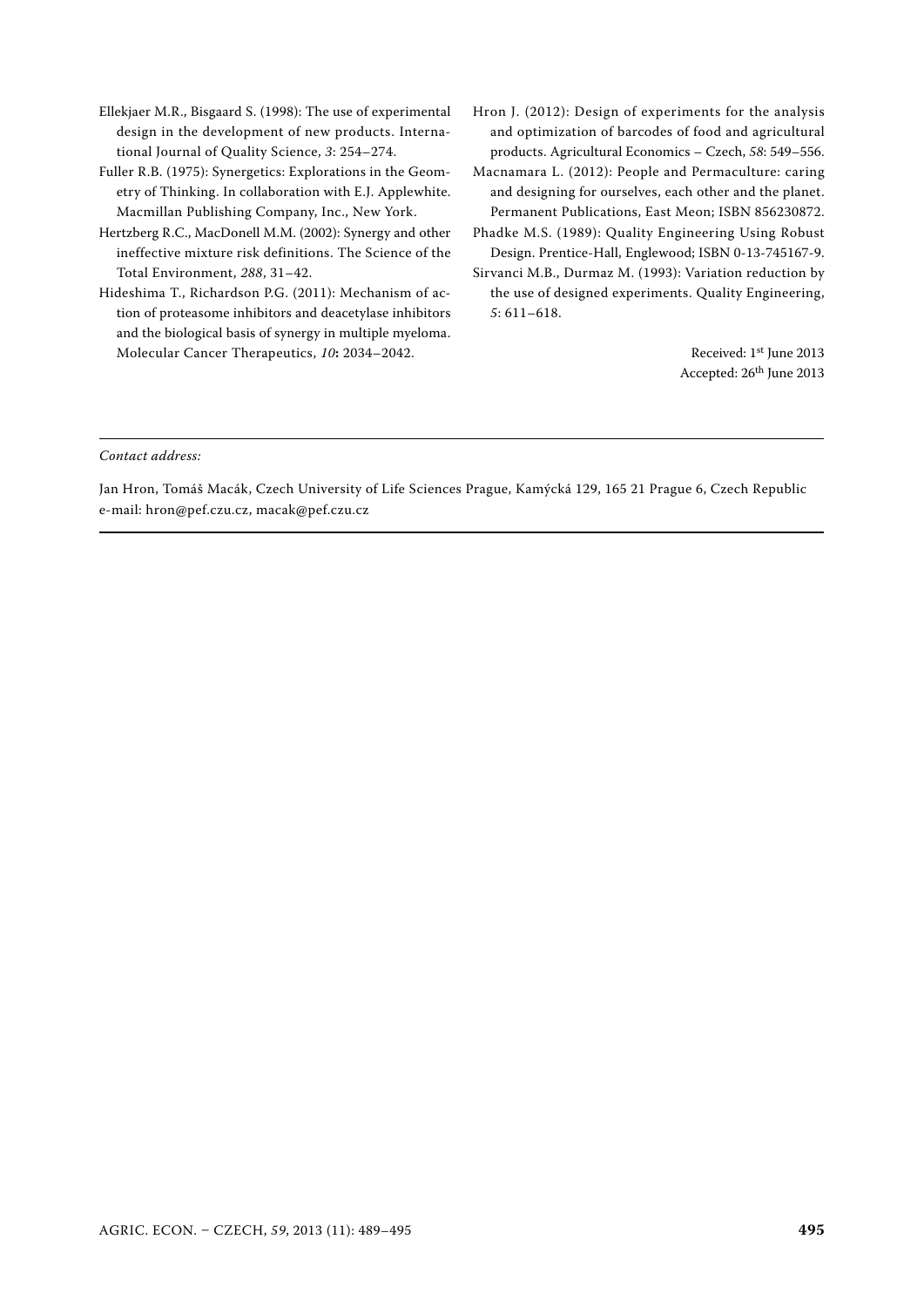Ellekjaer M.R., Bisgaard S. (1998): The use of experimental design in the development of new products. International Journal of Quality Science, *3*: 254–274.

Fuller R.B. (1975): Synergetics: Explorations in the Geometry of Thinking. In collaboration with E.J. Applewhite. Macmillan Publishing Company, Inc., New York.

Hertzberg R.C., MacDonell M.M. (2002): Synergy and other ineffective mixture risk definitions. The Science of the Total Environment, *288*, 31–42.

Hideshima T., Richardson P.G. (2011): Mechanism of action of proteasome inhibitors and deacetylase inhibitors and the biological basis of synergy in multiple myeloma. Molecular Cancer Therapeutics, *10***:** 2034–2042.

Hron J. (2012): Design of experiments for the analysis and optimization of barcodes of food and agricultural products. Agricultural Economics – Czech, *58*: 549–556.

Macnamara L. (2012): People and Permaculture: caring and designing for ourselves, each other and the planet. Permanent Publications, East Meon; ISBN 856230872.

Phadke M.S. (1989): Quality Engineering Using Robust Design. Prentice-Hall, Englewood; ISBN 0-13-745167-9.

Sirvanci M.B., Durmaz M. (1993): Variation reduction by the use of designed experiments. Quality Engineering, *5*: 611–618.

Received: 1st June 2013
Accepted: 26th June 2013

---

*Contact address:*

Jan Hron, Tomáš Macák, Czech University of Life Sciences Prague, Kamýcká 129, 165 21 Prague 6, Czech Republic
e-mail: hron@pef.czu.cz, macak@pef.czu.cz